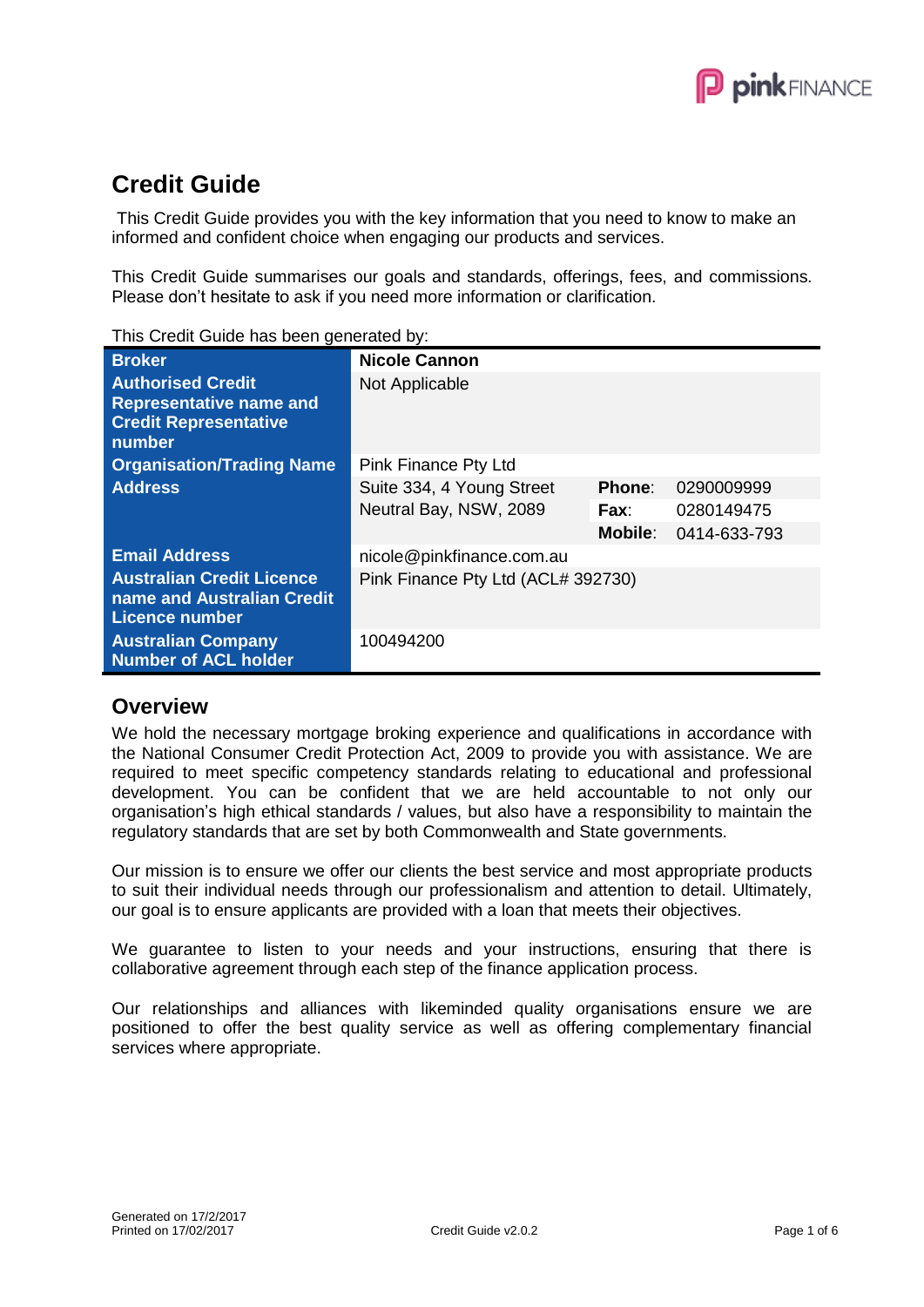# Credit Guide

This Credit Guide provides you with the key information that you need to know to make an informed and confident choice when engaging our products and services.

This Credit Guide summarises our goals and standards, offerings, fees, and commissions. Please don't hesitate to ask if you need more information or clarification.

This Credit Guide has been generated by:

| | | | |
|---|---|---|---|
| **Broker** | **Nicole Cannon** | | |
| **Authorised Credit Representative name and Credit Representative number** | Not Applicable | | |
| **Organisation/Trading Name** | Pink Finance Pty Ltd | | |
| **Address** | Suite 334, 4 Young Street | **Phone**: | 0290009999 |
| | Neutral Bay, NSW, 2089 | **Fax**: | 0280149475 |
| | | **Mobile**: | 0414-633-793 |
| **Email Address** | nicole@pinkfinance.com.au | | |
| **Australian Credit Licence name and Australian Credit Licence number** | Pink Finance Pty Ltd (ACL# 392730) | | |
| **Australian Company Number of ACL holder** | 100494200 | | |

## Overview

We hold the necessary mortgage broking experience and qualifications in accordance with the National Consumer Credit Protection Act, 2009 to provide you with assistance. We are required to meet specific competency standards relating to educational and professional development. You can be confident that we are held accountable to not only our organisation's high ethical standards / values, but also have a responsibility to maintain the regulatory standards that are set by both Commonwealth and State governments.

Our mission is to ensure we offer our clients the best service and most appropriate products to suit their individual needs through our professionalism and attention to detail. Ultimately, our goal is to ensure applicants are provided with a loan that meets their objectives.

We guarantee to listen to your needs and your instructions, ensuring that there is collaborative agreement through each step of the finance application process.

Our relationships and alliances with likeminded quality organisations ensure we are positioned to offer the best quality service as well as offering complementary financial services where appropriate.

Generated on 17/2/2017
Printed on 17/02/2017

Credit Guide v2.0.2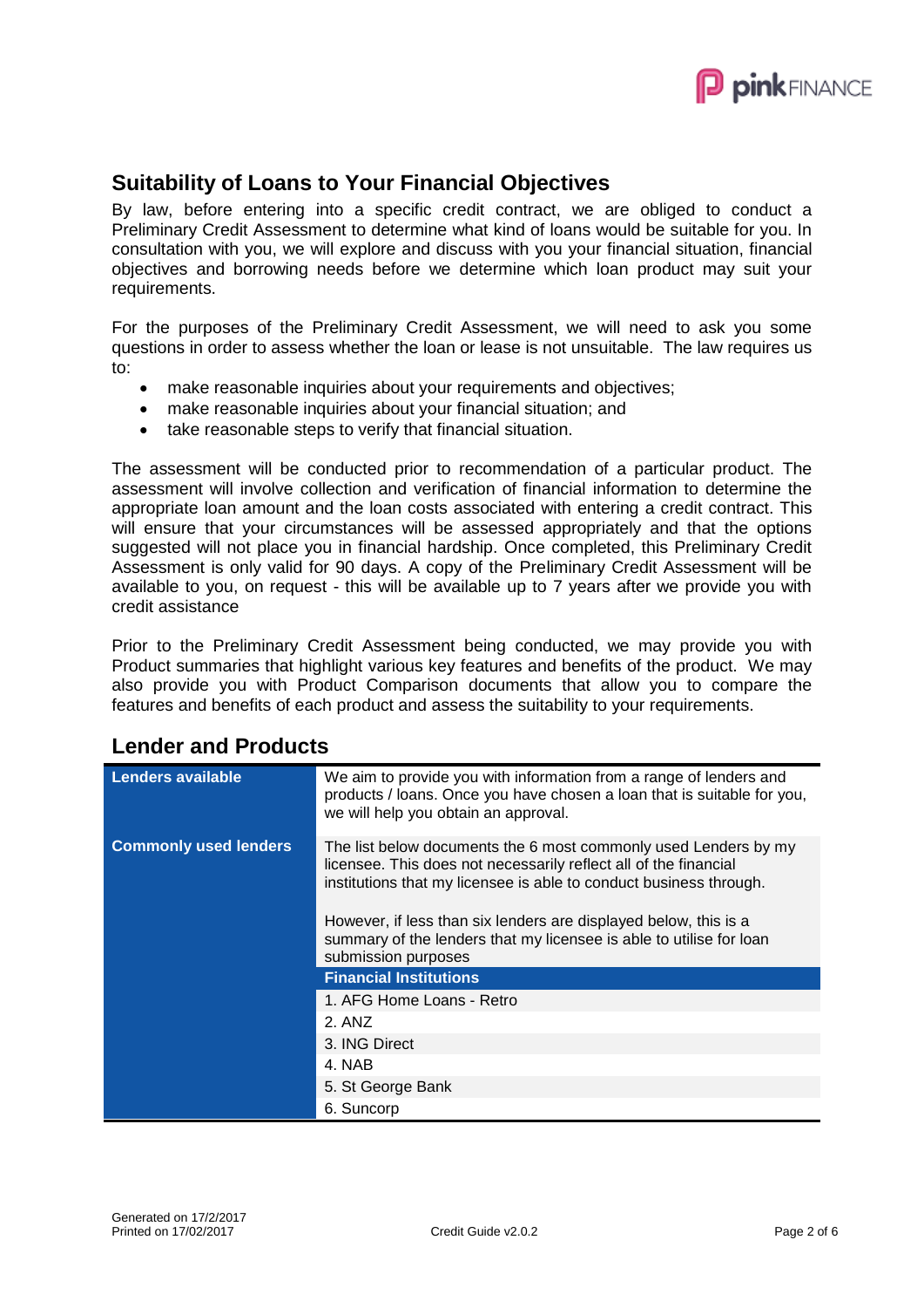## Suitability of Loans to Your Financial Objectives

By law, before entering into a specific credit contract, we are obliged to conduct a Preliminary Credit Assessment to determine what kind of loans would be suitable for you. In consultation with you, we will explore and discuss with you your financial situation, financial objectives and borrowing needs before we determine which loan product may suit your requirements.

For the purposes of the Preliminary Credit Assessment, we will need to ask you some questions in order to assess whether the loan or lease is not unsuitable. The law requires us to:

- make reasonable inquiries about your requirements and objectives;
- make reasonable inquiries about your financial situation; and
- take reasonable steps to verify that financial situation.

The assessment will be conducted prior to recommendation of a particular product. The assessment will involve collection and verification of financial information to determine the appropriate loan amount and the loan costs associated with entering a credit contract. This will ensure that your circumstances will be assessed appropriately and that the options suggested will not place you in financial hardship. Once completed, this Preliminary Credit Assessment is only valid for 90 days. A copy of the Preliminary Credit Assessment will be available to you, on request - this will be available up to 7 years after we provide you with credit assistance

Prior to the Preliminary Credit Assessment being conducted, we may provide you with Product summaries that highlight various key features and benefits of the product. We may also provide you with Product Comparison documents that allow you to compare the features and benefits of each product and assess the suitability to your requirements.

## Lender and Products

| | |
|---|---|
| **Lenders available** | We aim to provide you with information from a range of lenders and products / loans. Once you have chosen a loan that is suitable for you, we will help you obtain an approval. |
| **Commonly used lenders** | The list below documents the 6 most commonly used Lenders by my licensee. This does not necessarily reflect all of the financial institutions that my licensee is able to conduct business through.<br><br>However, if less than six lenders are displayed below, this is a summary of the lenders that my licensee is able to utilise for loan submission purposes |
| | **Financial Institutions** |
| | 1. AFG Home Loans - Retro |
| | 2. ANZ |
| | 3. ING Direct |
| | 4. NAB |
| | 5. St George Bank |
| | 6. Suncorp |

Generated on 17/2/2017
Printed on 17/02/2017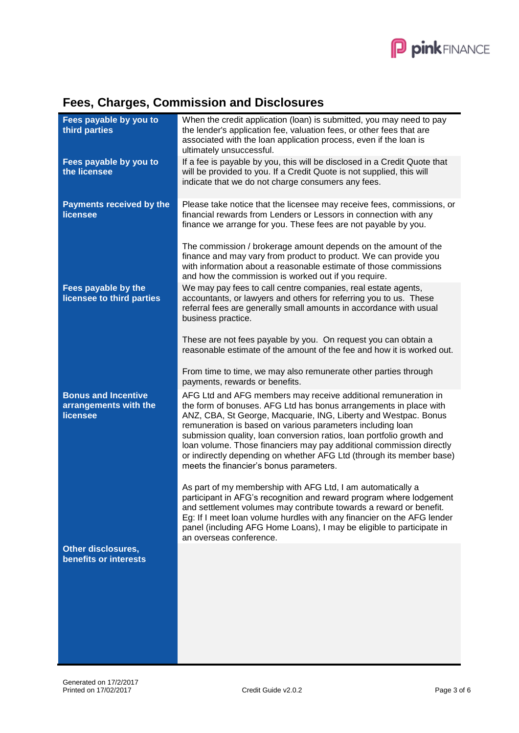## Fees, Charges, Commission and Disclosures

| | |
|---|---|
| **Fees payable by you to third parties** | When the credit application (loan) is submitted, you may need to pay the lender's application fee, valuation fees, or other fees that are associated with the loan application process, even if the loan is ultimately unsuccessful. |
| **Fees payable by you to the licensee** | If a fee is payable by you, this will be disclosed in a Credit Quote that will be provided to you. If a Credit Quote is not supplied, this will indicate that we do not charge consumers any fees. |
| **Payments received by the licensee** | Please take notice that the licensee may receive fees, commissions, or financial rewards from Lenders or Lessors in connection with any finance we arrange for you. These fees are not payable by you.<br><br>The commission / brokerage amount depends on the amount of the finance and may vary from product to product. We can provide you with information about a reasonable estimate of those commissions and how the commission is worked out if you require. |
| **Fees payable by the licensee to third parties** | We may pay fees to call centre companies, real estate agents, accountants, or lawyers and others for referring you to us. These referral fees are generally small amounts in accordance with usual business practice.<br><br>These are not fees payable by you. On request you can obtain a reasonable estimate of the amount of the fee and how it is worked out.<br><br>From time to time, we may also remunerate other parties through payments, rewards or benefits. |
| **Bonus and Incentive arrangements with the licensee** | AFG Ltd and AFG members may receive additional remuneration in the form of bonuses. AFG Ltd has bonus arrangements in place with ANZ, CBA, St George, Macquarie, ING, Liberty and Westpac. Bonus remuneration is based on various parameters including loan submission quality, loan conversion ratios, loan portfolio growth and loan volume. Those financiers may pay additional commission directly or indirectly depending on whether AFG Ltd (through its member base) meets the financier's bonus parameters.<br><br>As part of my membership with AFG Ltd, I am automatically a participant in AFG's recognition and reward program where lodgement and settlement volumes may contribute towards a reward or benefit. Eg: If I meet loan volume hurdles with any financier on the AFG lender panel (including AFG Home Loans), I may be eligible to participate in an overseas conference. |
| **Other disclosures, benefits or interests** | |

Generated on 17/2/2017
Printed on 17/02/2017

Credit Guide v2.0.2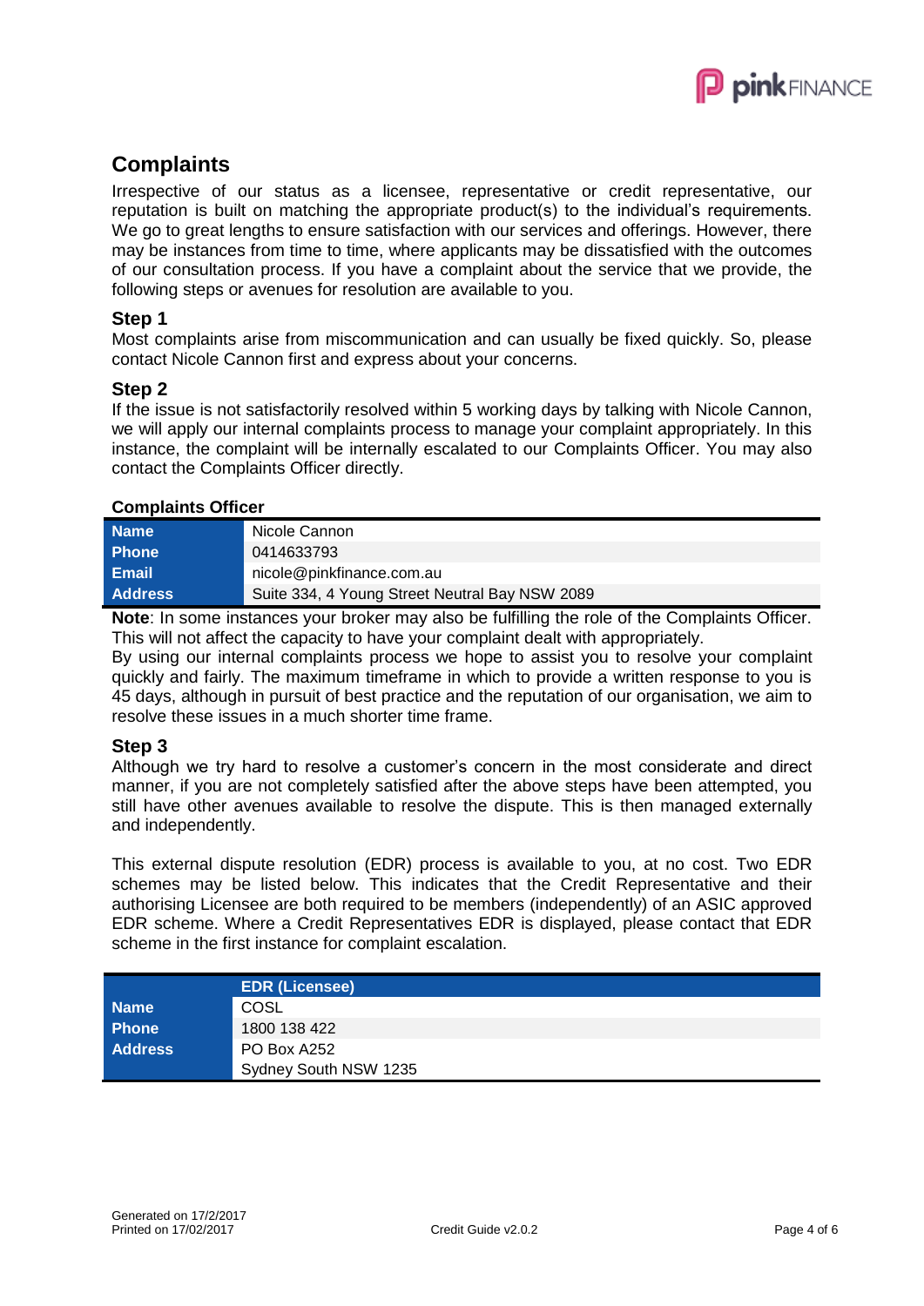## Complaints

Irrespective of our status as a licensee, representative or credit representative, our reputation is built on matching the appropriate product(s) to the individual's requirements. We go to great lengths to ensure satisfaction with our services and offerings. However, there may be instances from time to time, where applicants may be dissatisfied with the outcomes of our consultation process. If you have a complaint about the service that we provide, the following steps or avenues for resolution are available to you.

### Step 1

Most complaints arise from miscommunication and can usually be fixed quickly. So, please contact Nicole Cannon first and express about your concerns.

### Step 2

If the issue is not satisfactorily resolved within 5 working days by talking with Nicole Cannon, we will apply our internal complaints process to manage your complaint appropriately. In this instance, the complaint will be internally escalated to our Complaints Officer. You may also contact the Complaints Officer directly.

**Complaints Officer**

| | |
|---|---|
| **Name** | Nicole Cannon |
| **Phone** | 0414633793 |
| **Email** | nicole@pinkfinance.com.au |
| **Address** | Suite 334, 4 Young Street Neutral Bay NSW 2089 |

**Note**: In some instances your broker may also be fulfilling the role of the Complaints Officer. This will not affect the capacity to have your complaint dealt with appropriately.

By using our internal complaints process we hope to assist you to resolve your complaint quickly and fairly. The maximum timeframe in which to provide a written response to you is 45 days, although in pursuit of best practice and the reputation of our organisation, we aim to resolve these issues in a much shorter time frame.

### Step 3

Although we try hard to resolve a customer's concern in the most considerate and direct manner, if you are not completely satisfied after the above steps have been attempted, you still have other avenues available to resolve the dispute. This is then managed externally and independently.

This external dispute resolution (EDR) process is available to you, at no cost. Two EDR schemes may be listed below. This indicates that the Credit Representative and their authorising Licensee are both required to be members (independently) of an ASIC approved EDR scheme. Where a Credit Representatives EDR is displayed, please contact that EDR scheme in the first instance for complaint escalation.

| | EDR (Licensee) |
|---|---|
| **Name** | COSL |
| **Phone** | 1800 138 422 |
| **Address** | PO Box A252<br>Sydney South NSW 1235 |

Generated on 17/2/2017
Printed on 17/02/2017

Credit Guide v2.0.2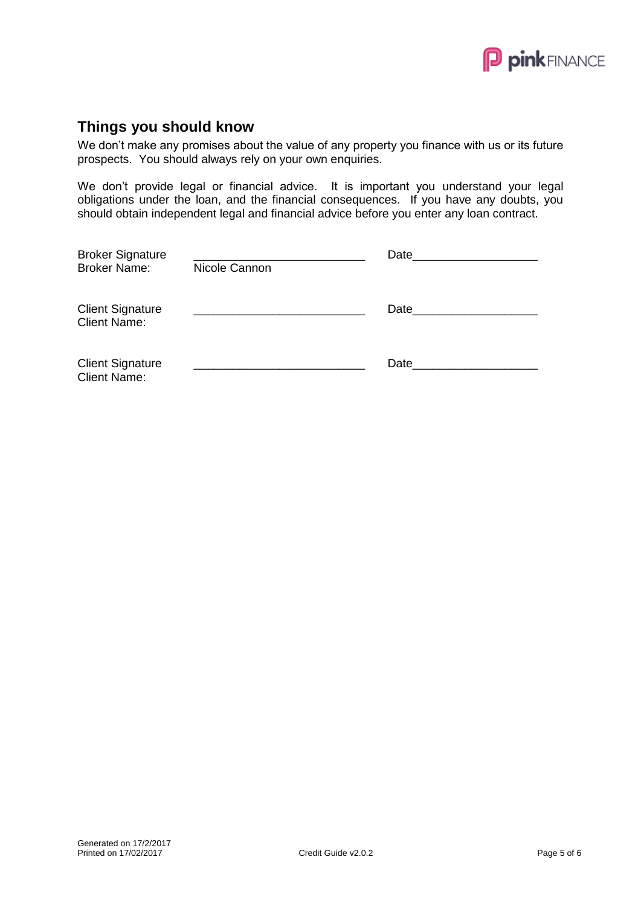## Things you should know

We don't make any promises about the value of any property you finance with us or its future prospects. You should always rely on your own enquiries.

We don't provide legal or financial advice. It is important you understand your legal obligations under the loan, and the financial consequences. If you have any doubts, you should obtain independent legal and financial advice before you enter any loan contract.

| | | |
|---|---|---|
| Broker Signature<br>Broker Name: | ___________________________<br>Nicole Cannon | Date___________________ |
| Client Signature<br>Client Name: | ___________________________ | Date___________________ |
| Client Signature<br>Client Name: | ___________________________ | Date___________________ |

Generated on 17/2/2017
Printed on 17/02/2017

Credit Guide v2.0.2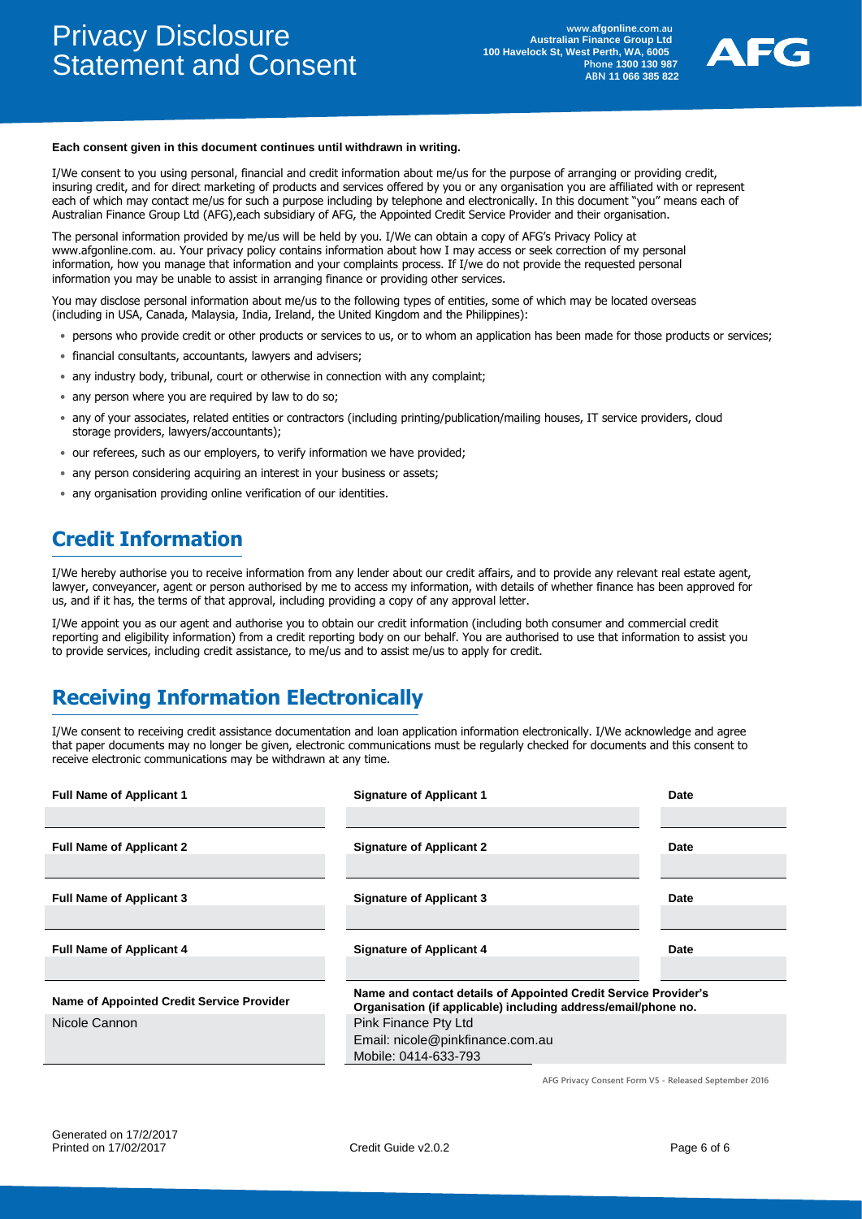# Privacy Disclosure Statement and Consent

www.afgonline.com.au
Australian Finance Group Ltd
100 Havelock St, West Perth, WA, 6005
Phone 1300 130 987
ABN 11 066 385 822

**Each consent given in this document continues until withdrawn in writing.**

I/We consent to you using personal, financial and credit information about me/us for the purpose of arranging or providing credit, insuring credit, and for direct marketing of products and services offered by you or any organisation you are affiliated with or represent each of which may contact me/us for such a purpose including by telephone and electronically. In this document "you" means each of Australian Finance Group Ltd (AFG),each subsidiary of AFG, the Appointed Credit Service Provider and their organisation.

The personal information provided by me/us will be held by you. I/We can obtain a copy of AFG's Privacy Policy at www.afgonline.com. au. Your privacy policy contains information about how I may access or seek correction of my personal information, how you manage that information and your complaints process. If I/we do not provide the requested personal information you may be unable to assist in arranging finance or providing other services.

You may disclose personal information about me/us to the following types of entities, some of which may be located overseas (including in USA, Canada, Malaysia, India, Ireland, the United Kingdom and the Philippines):

- persons who provide credit or other products or services to us, or to whom an application has been made for those products or services;
- financial consultants, accountants, lawyers and advisers;
- any industry body, tribunal, court or otherwise in connection with any complaint;
- any person where you are required by law to do so;
- any of your associates, related entities or contractors (including printing/publication/mailing houses, IT service providers, cloud storage providers, lawyers/accountants);
- our referees, such as our employers, to verify information we have provided;
- any person considering acquiring an interest in your business or assets;
- any organisation providing online verification of our identities.

## Credit Information

I/We hereby authorise you to receive information from any lender about our credit affairs, and to provide any relevant real estate agent, lawyer, conveyancer, agent or person authorised by me to access my information, with details of whether finance has been approved for us, and if it has, the terms of that approval, including providing a copy of any approval letter.

I/We appoint you as our agent and authorise you to obtain our credit information (including both consumer and commercial credit reporting and eligibility information) from a credit reporting body on our behalf. You are authorised to use that information to assist you to provide services, including credit assistance, to me/us and to assist me/us to apply for credit.

## Receiving Information Electronically

I/We consent to receiving credit assistance documentation and loan application information electronically. I/We acknowledge and agree that paper documents may no longer be given, electronic communications must be regularly checked for documents and this consent to receive electronic communications may be withdrawn at any time.

| Full Name of Applicant 1 | Signature of Applicant 1 | Date |
|---|---|---|
| | | |
| **Full Name of Applicant 2** | **Signature of Applicant 2** | **Date** |
| | | |
| **Full Name of Applicant 3** | **Signature of Applicant 3** | **Date** |
| | | |
| **Full Name of Applicant 4** | **Signature of Applicant 4** | **Date** |
| | | |

| Name of Appointed Credit Service Provider | Name and contact details of Appointed Credit Service Provider's Organisation (if applicable) including address/email/phone no. |
|---|---|
| Nicole Cannon | Pink Finance Pty Ltd<br>Email: nicole@pinkfinance.com.au<br>Mobile: 0414-633-793 |

AFG Privacy Consent Form V5 - Released September 2016

Generated on 17/2/2017
Printed on 17/02/2017

Credit Guide v2.0.2